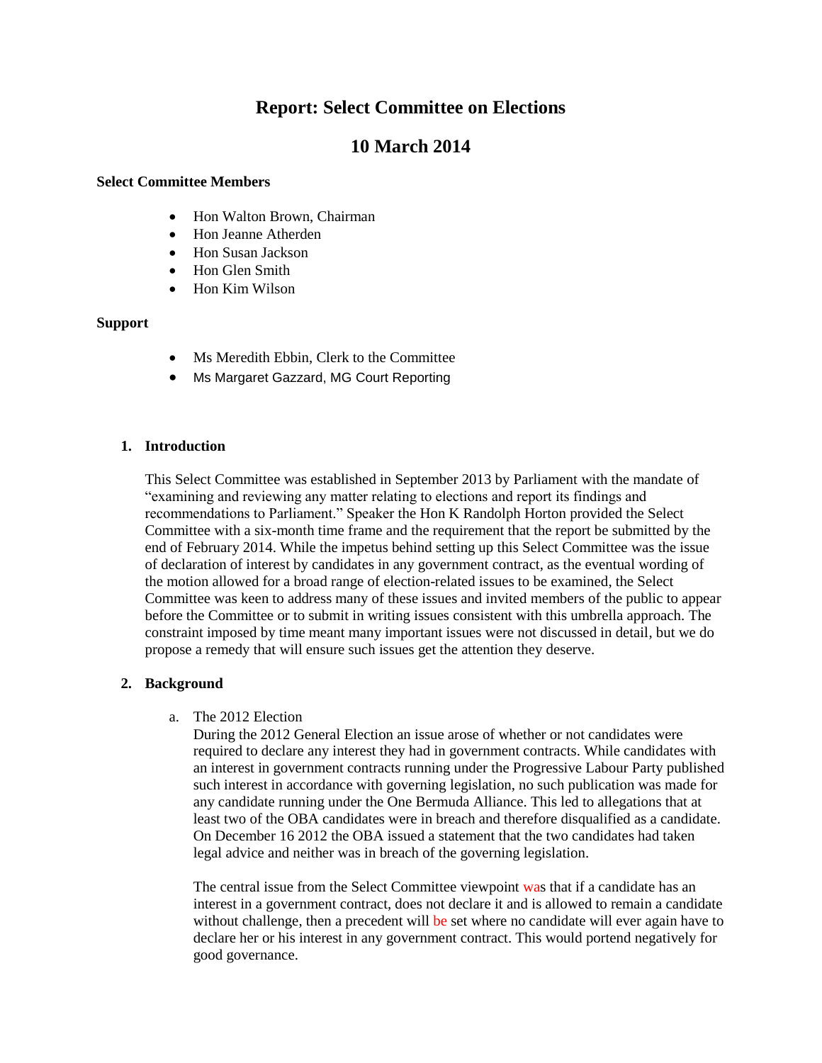# Report: Select Committee on Elections

## 10 March 2014

### Select Committee Members

- Hon Walton Brown, Chairman
- Hon Jeanne Atherden
- Hon Susan Jackson
- Hon Glen Smith
- Hon Kim Wilson

### Support

- Ms Meredith Ebbin, Clerk to the Committee
- Ms Margaret Gazzard, MG Court Reporting

### 1. Introduction

This Select Committee was established in September 2013 by Parliament with the mandate of "examining and reviewing any matter relating to elections and report its findings and recommendations to Parliament." Speaker the Hon K Randolph Horton provided the Select Committee with a six-month time frame and the requirement that the report be submitted by the end of February 2014. While the impetus behind setting up this Select Committee was the issue of declaration of interest by candidates in any government contract, as the eventual wording of the motion allowed for a broad range of election-related issues to be examined, the Select Committee was keen to address many of these issues and invited members of the public to appear before the Committee or to submit in writing issues consistent with this umbrella approach. The constraint imposed by time meant many important issues were not discussed in detail, but we do propose a remedy that will ensure such issues get the attention they deserve.

### 2. Background

a. The 2012 Election

During the 2012 General Election an issue arose of whether or not candidates were required to declare any interest they had in government contracts. While candidates with an interest in government contracts running under the Progressive Labour Party published such interest in accordance with governing legislation, no such publication was made for any candidate running under the One Bermuda Alliance. This led to allegations that at least two of the OBA candidates were in breach and therefore disqualified as a candidate. On December 16 2012 the OBA issued a statement that the two candidates had taken legal advice and neither was in breach of the governing legislation.

The central issue from the Select Committee viewpoint was that if a candidate has an interest in a government contract, does not declare it and is allowed to remain a candidate without challenge, then a precedent will be set where no candidate will ever again have to declare her or his interest in any government contract. This would portend negatively for good governance.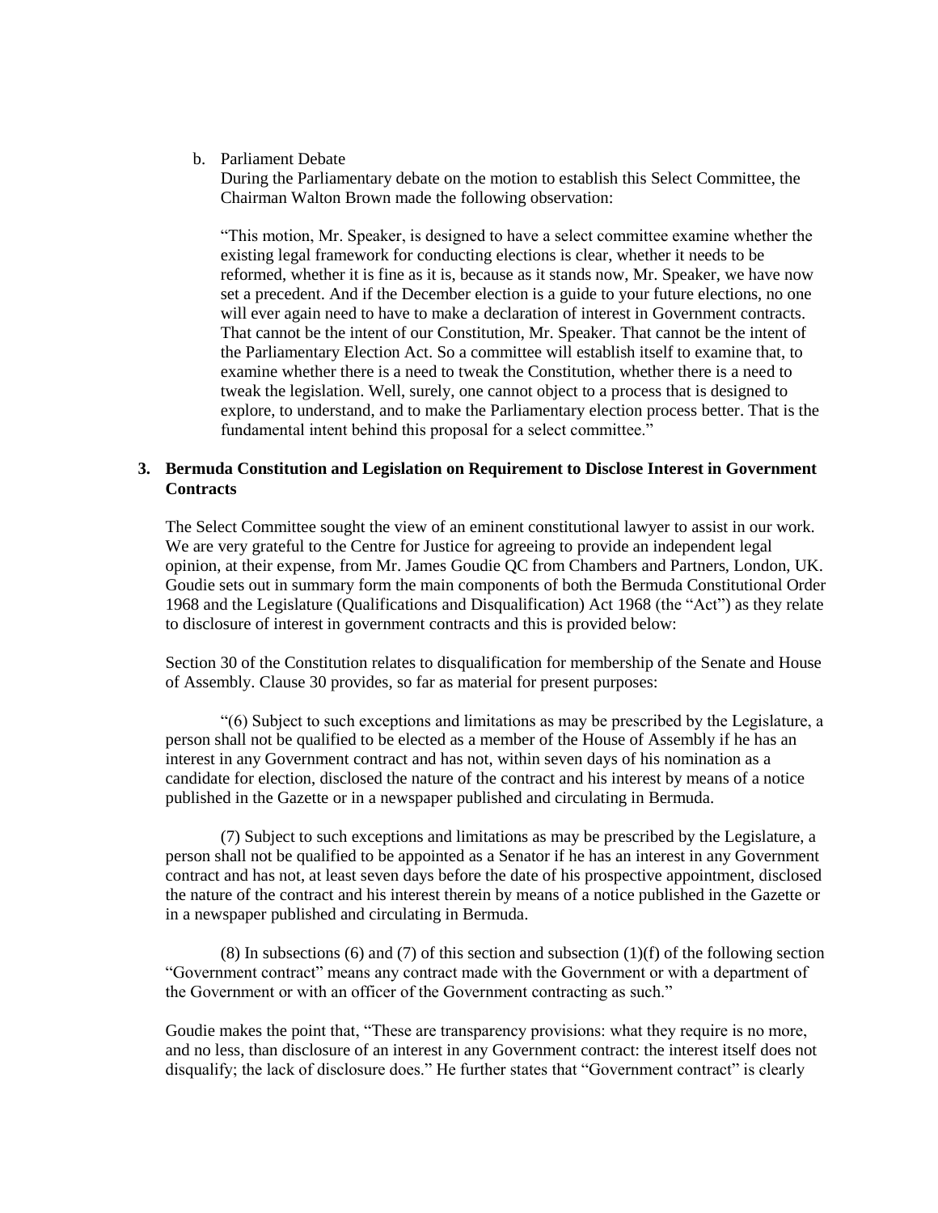b. Parliament Debate

During the Parliamentary debate on the motion to establish this Select Committee, the Chairman Walton Brown made the following observation:

"This motion, Mr. Speaker, is designed to have a select committee examine whether the existing legal framework for conducting elections is clear, whether it needs to be reformed, whether it is fine as it is, because as it stands now, Mr. Speaker, we have now set a precedent. And if the December election is a guide to your future elections, no one will ever again need to have to make a declaration of interest in Government contracts. That cannot be the intent of our Constitution, Mr. Speaker. That cannot be the intent of the Parliamentary Election Act. So a committee will establish itself to examine that, to examine whether there is a need to tweak the Constitution, whether there is a need to tweak the legislation. Well, surely, one cannot object to a process that is designed to explore, to understand, and to make the Parliamentary election process better. That is the fundamental intent behind this proposal for a select committee."

## 3. Bermuda Constitution and Legislation on Requirement to Disclose Interest in Government Contracts

The Select Committee sought the view of an eminent constitutional lawyer to assist in our work. We are very grateful to the Centre for Justice for agreeing to provide an independent legal opinion, at their expense, from Mr. James Goudie QC from Chambers and Partners, London, UK. Goudie sets out in summary form the main components of both the Bermuda Constitutional Order 1968 and the Legislature (Qualifications and Disqualification) Act 1968 (the "Act") as they relate to disclosure of interest in government contracts and this is provided below:

Section 30 of the Constitution relates to disqualification for membership of the Senate and House of Assembly. Clause 30 provides, so far as material for present purposes:

"(6) Subject to such exceptions and limitations as may be prescribed by the Legislature, a person shall not be qualified to be elected as a member of the House of Assembly if he has an interest in any Government contract and has not, within seven days of his nomination as a candidate for election, disclosed the nature of the contract and his interest by means of a notice published in the Gazette or in a newspaper published and circulating in Bermuda.

(7) Subject to such exceptions and limitations as may be prescribed by the Legislature, a person shall not be qualified to be appointed as a Senator if he has an interest in any Government contract and has not, at least seven days before the date of his prospective appointment, disclosed the nature of the contract and his interest therein by means of a notice published in the Gazette or in a newspaper published and circulating in Bermuda.

(8) In subsections (6) and (7) of this section and subsection (1)(f) of the following section "Government contract" means any contract made with the Government or with a department of the Government or with an officer of the Government contracting as such."

Goudie makes the point that, "These are transparency provisions: what they require is no more, and no less, than disclosure of an interest in any Government contract: the interest itself does not disqualify; the lack of disclosure does." He further states that "Government contract" is clearly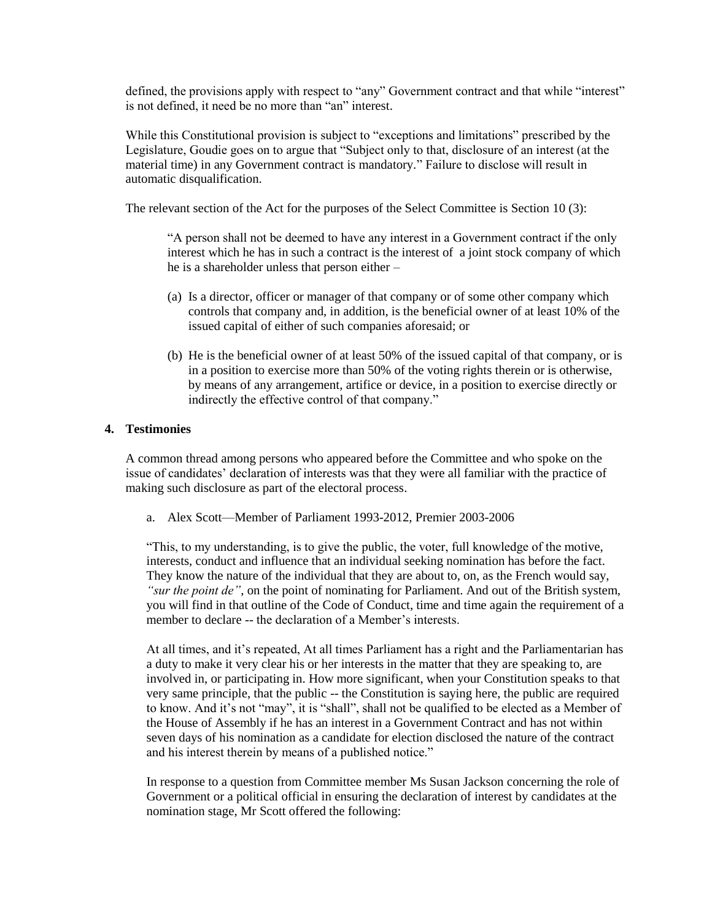defined, the provisions apply with respect to "any" Government contract and that while "interest" is not defined, it need be no more than "an" interest.

While this Constitutional provision is subject to "exceptions and limitations" prescribed by the Legislature, Goudie goes on to argue that "Subject only to that, disclosure of an interest (at the material time) in any Government contract is mandatory." Failure to disclose will result in automatic disqualification.

The relevant section of the Act for the purposes of the Select Committee is Section 10 (3):

> "A person shall not be deemed to have any interest in a Government contract if the only interest which he has in such a contract is the interest of a joint stock company of which he is a shareholder unless that person either –
>
> (a) Is a director, officer or manager of that company or of some other company which controls that company and, in addition, is the beneficial owner of at least 10% of the issued capital of either of such companies aforesaid; or
>
> (b) He is the beneficial owner of at least 50% of the issued capital of that company, or is in a position to exercise more than 50% of the voting rights therein or is otherwise, by means of any arrangement, artifice or device, in a position to exercise directly or indirectly the effective control of that company."

## 4. Testimonies

A common thread among persons who appeared before the Committee and who spoke on the issue of candidates' declaration of interests was that they were all familiar with the practice of making such disclosure as part of the electoral process.

a. Alex Scott—Member of Parliament 1993-2012, Premier 2003-2006

"This, to my understanding, is to give the public, the voter, full knowledge of the motive, interests, conduct and influence that an individual seeking nomination has before the fact. They know the nature of the individual that they are about to, on, as the French would say, *"sur the point de"*, on the point of nominating for Parliament. And out of the British system, you will find in that outline of the Code of Conduct, time and time again the requirement of a member to declare -- the declaration of a Member's interests.

At all times, and it's repeated, At all times Parliament has a right and the Parliamentarian has a duty to make it very clear his or her interests in the matter that they are speaking to, are involved in, or participating in. How more significant, when your Constitution speaks to that very same principle, that the public -- the Constitution is saying here, the public are required to know. And it's not "may", it is "shall", shall not be qualified to be elected as a Member of the House of Assembly if he has an interest in a Government Contract and has not within seven days of his nomination as a candidate for election disclosed the nature of the contract and his interest therein by means of a published notice."

In response to a question from Committee member Ms Susan Jackson concerning the role of Government or a political official in ensuring the declaration of interest by candidates at the nomination stage, Mr Scott offered the following: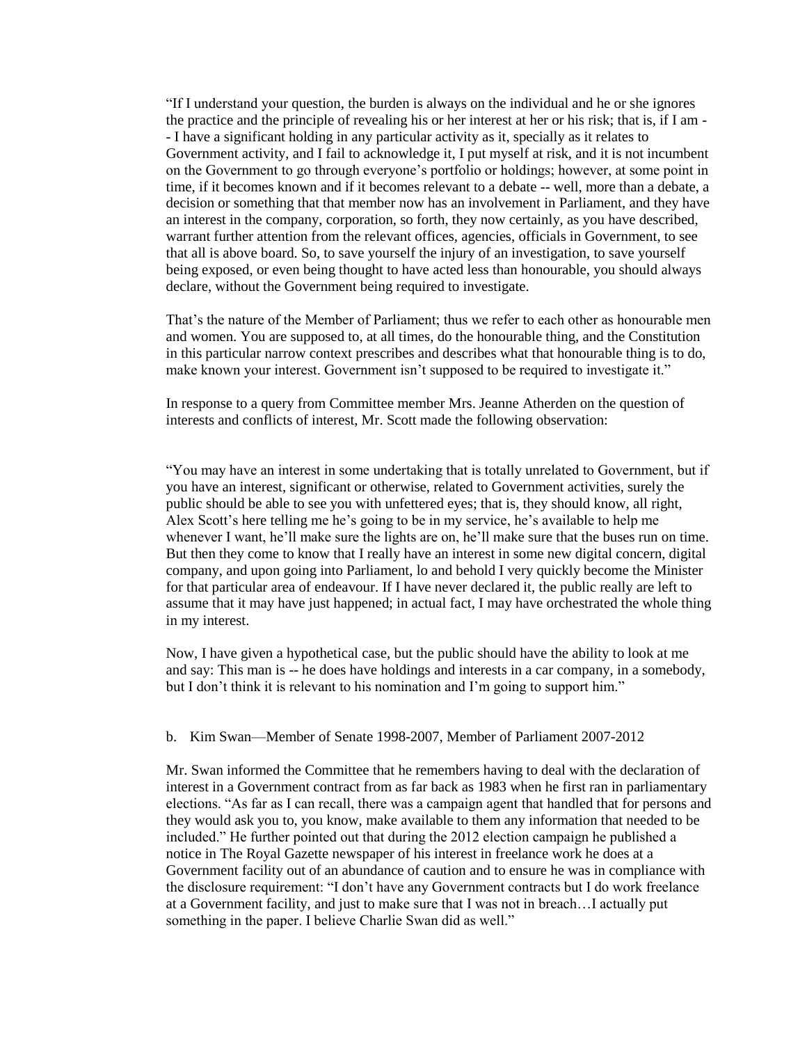"If I understand your question, the burden is always on the individual and he or she ignores the practice and the principle of revealing his or her interest at her or his risk; that is, if I am -- I have a significant holding in any particular activity as it, specially as it relates to Government activity, and I fail to acknowledge it, I put myself at risk, and it is not incumbent on the Government to go through everyone's portfolio or holdings; however, at some point in time, if it becomes known and if it becomes relevant to a debate -- well, more than a debate, a decision or something that that member now has an involvement in Parliament, and they have an interest in the company, corporation, so forth, they now certainly, as you have described, warrant further attention from the relevant offices, agencies, officials in Government, to see that all is above board. So, to save yourself the injury of an investigation, to save yourself being exposed, or even being thought to have acted less than honourable, you should always declare, without the Government being required to investigate.

That's the nature of the Member of Parliament; thus we refer to each other as honourable men and women. You are supposed to, at all times, do the honourable thing, and the Constitution in this particular narrow context prescribes and describes what that honourable thing is to do, make known your interest. Government isn't supposed to be required to investigate it."

In response to a query from Committee member Mrs. Jeanne Atherden on the question of interests and conflicts of interest, Mr. Scott made the following observation:

"You may have an interest in some undertaking that is totally unrelated to Government, but if you have an interest, significant or otherwise, related to Government activities, surely the public should be able to see you with unfettered eyes; that is, they should know, all right, Alex Scott's here telling me he's going to be in my service, he's available to help me whenever I want, he'll make sure the lights are on, he'll make sure that the buses run on time. But then they come to know that I really have an interest in some new digital concern, digital company, and upon going into Parliament, lo and behold I very quickly become the Minister for that particular area of endeavour. If I have never declared it, the public really are left to assume that it may have just happened; in actual fact, I may have orchestrated the whole thing in my interest.

Now, I have given a hypothetical case, but the public should have the ability to look at me and say: This man is -- he does have holdings and interests in a car company, in a somebody, but I don't think it is relevant to his nomination and I'm going to support him."

b. Kim Swan—Member of Senate 1998-2007, Member of Parliament 2007-2012

Mr. Swan informed the Committee that he remembers having to deal with the declaration of interest in a Government contract from as far back as 1983 when he first ran in parliamentary elections. "As far as I can recall, there was a campaign agent that handled that for persons and they would ask you to, you know, make available to them any information that needed to be included." He further pointed out that during the 2012 election campaign he published a notice in The Royal Gazette newspaper of his interest in freelance work he does at a Government facility out of an abundance of caution and to ensure he was in compliance with the disclosure requirement: "I don't have any Government contracts but I do work freelance at a Government facility, and just to make sure that I was not in breach…I actually put something in the paper. I believe Charlie Swan did as well."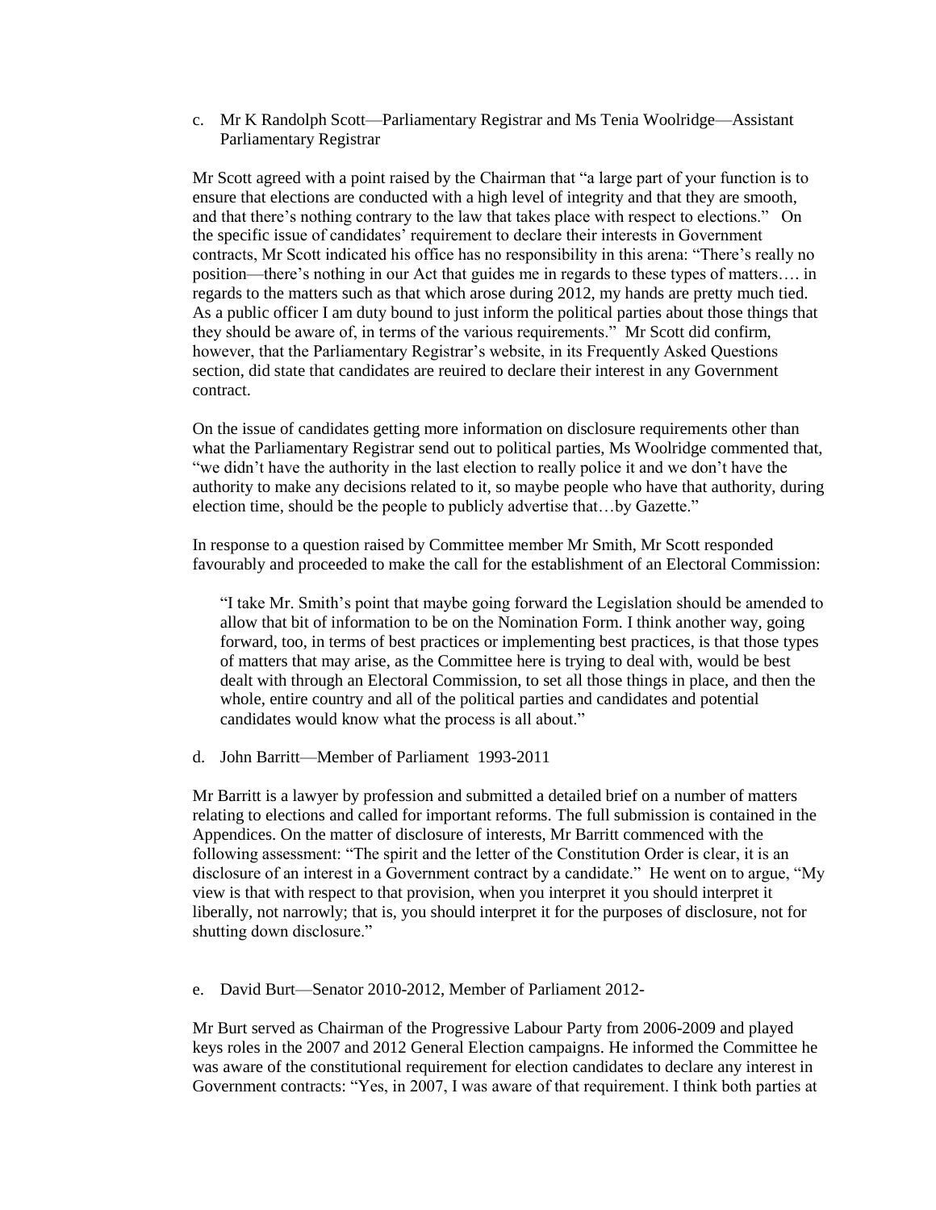c. Mr K Randolph Scott—Parliamentary Registrar and Ms Tenia Woolridge—Assistant Parliamentary Registrar

Mr Scott agreed with a point raised by the Chairman that "a large part of your function is to ensure that elections are conducted with a high level of integrity and that they are smooth, and that there's nothing contrary to the law that takes place with respect to elections." On the specific issue of candidates' requirement to declare their interests in Government contracts, Mr Scott indicated his office has no responsibility in this arena: "There's really no position—there's nothing in our Act that guides me in regards to these types of matters…. in regards to the matters such as that which arose during 2012, my hands are pretty much tied. As a public officer I am duty bound to just inform the political parties about those things that they should be aware of, in terms of the various requirements." Mr Scott did confirm, however, that the Parliamentary Registrar's website, in its Frequently Asked Questions section, did state that candidates are reuired to declare their interest in any Government contract.

On the issue of candidates getting more information on disclosure requirements other than what the Parliamentary Registrar send out to political parties, Ms Woolridge commented that, "we didn't have the authority in the last election to really police it and we don't have the authority to make any decisions related to it, so maybe people who have that authority, during election time, should be the people to publicly advertise that…by Gazette."

In response to a question raised by Committee member Mr Smith, Mr Scott responded favourably and proceeded to make the call for the establishment of an Electoral Commission:

> "I take Mr. Smith's point that maybe going forward the Legislation should be amended to allow that bit of information to be on the Nomination Form. I think another way, going forward, too, in terms of best practices or implementing best practices, is that those types of matters that may arise, as the Committee here is trying to deal with, would be best dealt with through an Electoral Commission, to set all those things in place, and then the whole, entire country and all of the political parties and candidates and potential candidates would know what the process is all about."

d. John Barritt—Member of Parliament 1993-2011

Mr Barritt is a lawyer by profession and submitted a detailed brief on a number of matters relating to elections and called for important reforms. The full submission is contained in the Appendices. On the matter of disclosure of interests, Mr Barritt commenced with the following assessment: "The spirit and the letter of the Constitution Order is clear, it is an disclosure of an interest in a Government contract by a candidate." He went on to argue, "My view is that with respect to that provision, when you interpret it you should interpret it liberally, not narrowly; that is, you should interpret it for the purposes of disclosure, not for shutting down disclosure."

e. David Burt—Senator 2010-2012, Member of Parliament 2012-

Mr Burt served as Chairman of the Progressive Labour Party from 2006-2009 and played keys roles in the 2007 and 2012 General Election campaigns. He informed the Committee he was aware of the constitutional requirement for election candidates to declare any interest in Government contracts: "Yes, in 2007, I was aware of that requirement. I think both parties at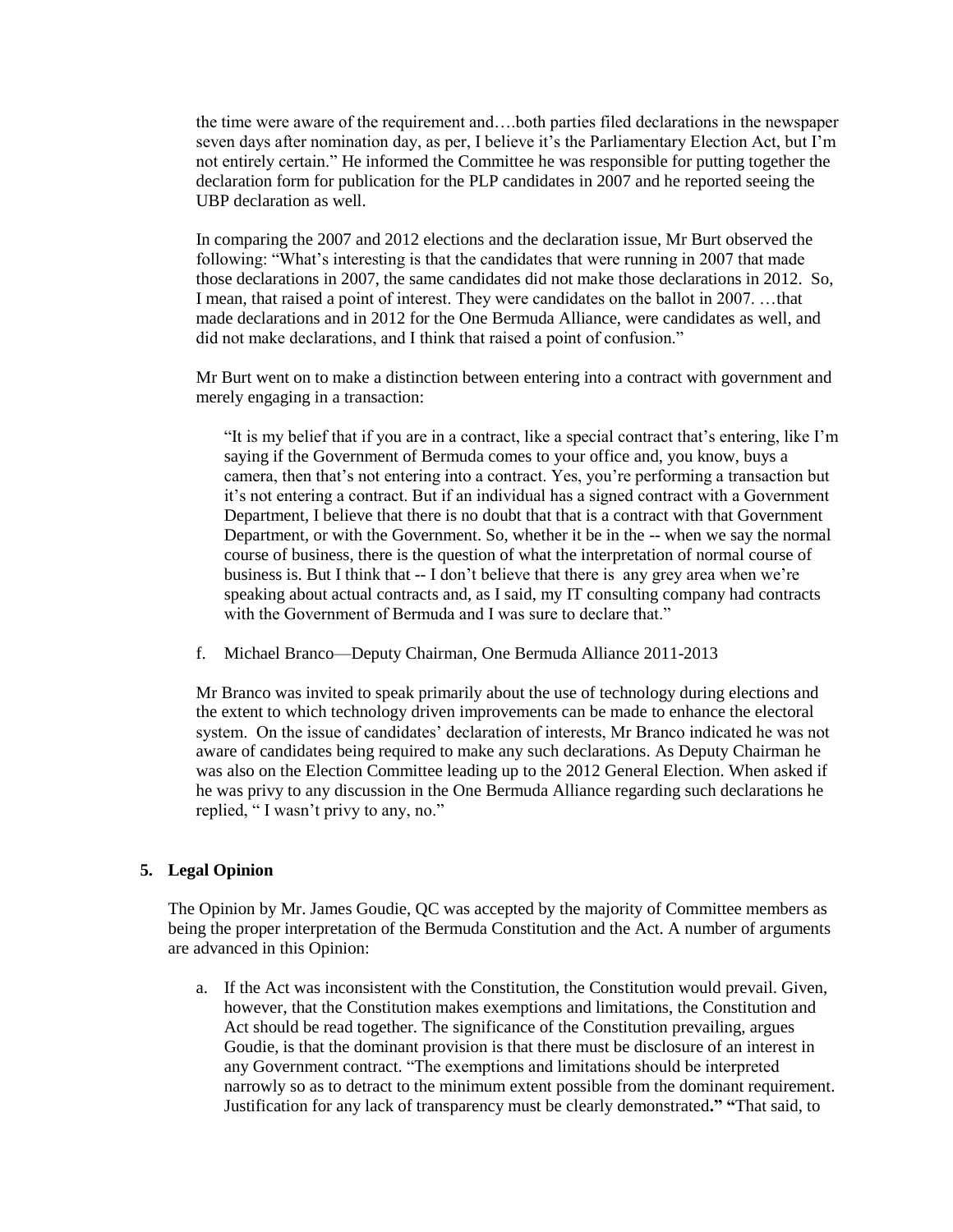the time were aware of the requirement and….both parties filed declarations in the newspaper seven days after nomination day, as per, I believe it's the Parliamentary Election Act, but I'm not entirely certain." He informed the Committee he was responsible for putting together the declaration form for publication for the PLP candidates in 2007 and he reported seeing the UBP declaration as well.

In comparing the 2007 and 2012 elections and the declaration issue, Mr Burt observed the following: "What's interesting is that the candidates that were running in 2007 that made those declarations in 2007, the same candidates did not make those declarations in 2012. So, I mean, that raised a point of interest. They were candidates on the ballot in 2007. …that made declarations and in 2012 for the One Bermuda Alliance, were candidates as well, and did not make declarations, and I think that raised a point of confusion."

Mr Burt went on to make a distinction between entering into a contract with government and merely engaging in a transaction:

> "It is my belief that if you are in a contract, like a special contract that's entering, like I'm saying if the Government of Bermuda comes to your office and, you know, buys a camera, then that's not entering into a contract. Yes, you're performing a transaction but it's not entering a contract. But if an individual has a signed contract with a Government Department, I believe that there is no doubt that that is a contract with that Government Department, or with the Government. So, whether it be in the -- when we say the normal course of business, there is the question of what the interpretation of normal course of business is. But I think that -- I don't believe that there is any grey area when we're speaking about actual contracts and, as I said, my IT consulting company had contracts with the Government of Bermuda and I was sure to declare that."

f. Michael Branco—Deputy Chairman, One Bermuda Alliance 2011-2013

Mr Branco was invited to speak primarily about the use of technology during elections and the extent to which technology driven improvements can be made to enhance the electoral system. On the issue of candidates' declaration of interests, Mr Branco indicated he was not aware of candidates being required to make any such declarations. As Deputy Chairman he was also on the Election Committee leading up to the 2012 General Election. When asked if he was privy to any discussion in the One Bermuda Alliance regarding such declarations he replied, " I wasn't privy to any, no."

## 5. Legal Opinion

The Opinion by Mr. James Goudie, QC was accepted by the majority of Committee members as being the proper interpretation of the Bermuda Constitution and the Act. A number of arguments are advanced in this Opinion:

a. If the Act was inconsistent with the Constitution, the Constitution would prevail. Given, however, that the Constitution makes exemptions and limitations, the Constitution and Act should be read together. The significance of the Constitution prevailing, argues Goudie, is that the dominant provision is that there must be disclosure of an interest in any Government contract. "The exemptions and limitations should be interpreted narrowly so as to detract to the minimum extent possible from the dominant requirement. Justification for any lack of transparency must be clearly demonstrated**." "**That said, to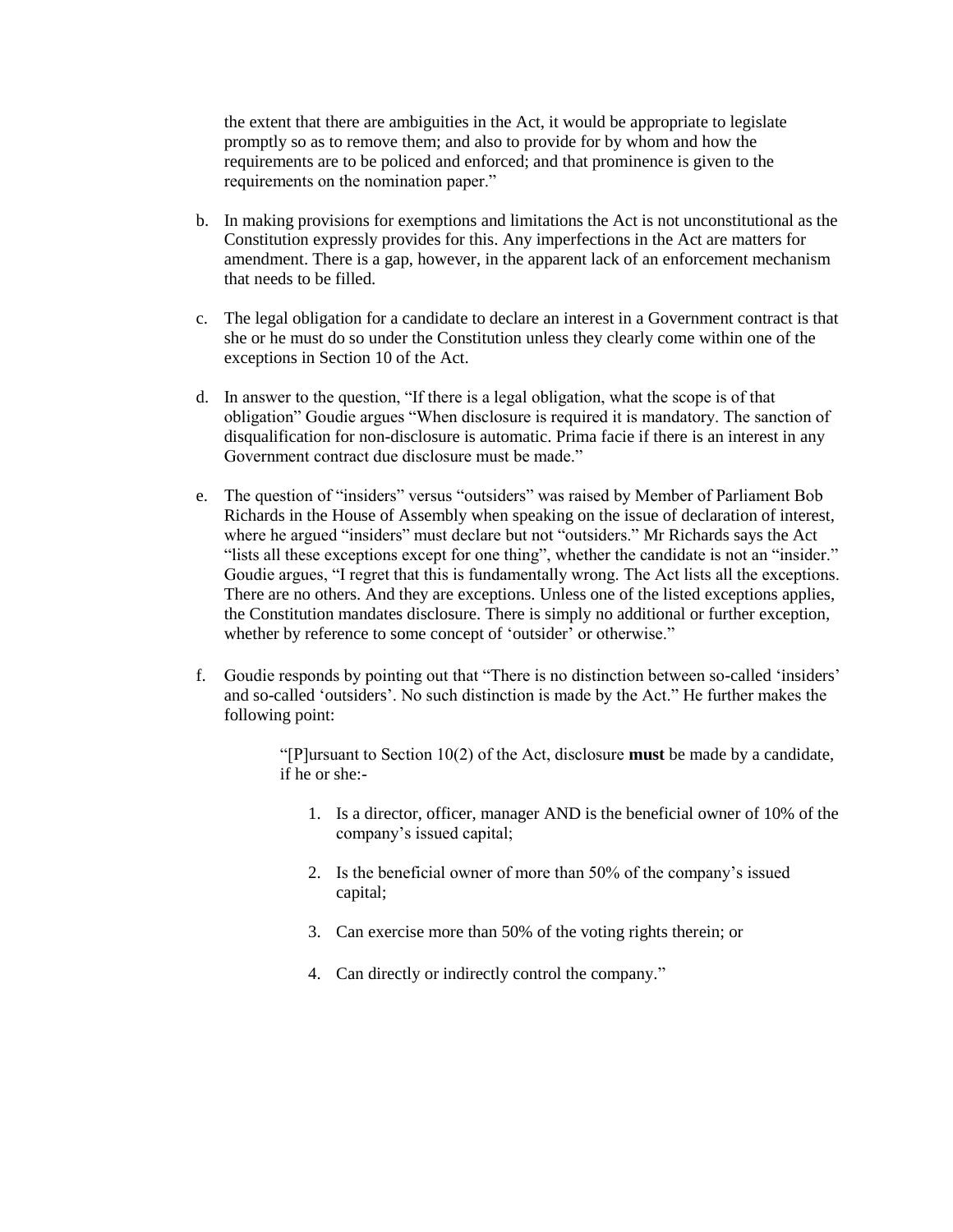the extent that there are ambiguities in the Act, it would be appropriate to legislate promptly so as to remove them; and also to provide for by whom and how the requirements are to be policed and enforced; and that prominence is given to the requirements on the nomination paper."

b. In making provisions for exemptions and limitations the Act is not unconstitutional as the Constitution expressly provides for this. Any imperfections in the Act are matters for amendment. There is a gap, however, in the apparent lack of an enforcement mechanism that needs to be filled.

c. The legal obligation for a candidate to declare an interest in a Government contract is that she or he must do so under the Constitution unless they clearly come within one of the exceptions in Section 10 of the Act.

d. In answer to the question, "If there is a legal obligation, what the scope is of that obligation" Goudie argues "When disclosure is required it is mandatory. The sanction of disqualification for non-disclosure is automatic. Prima facie if there is an interest in any Government contract due disclosure must be made."

e. The question of "insiders" versus "outsiders" was raised by Member of Parliament Bob Richards in the House of Assembly when speaking on the issue of declaration of interest, where he argued "insiders" must declare but not "outsiders." Mr Richards says the Act "lists all these exceptions except for one thing", whether the candidate is not an "insider." Goudie argues, "I regret that this is fundamentally wrong. The Act lists all the exceptions. There are no others. And they are exceptions. Unless one of the listed exceptions applies, the Constitution mandates disclosure. There is simply no additional or further exception, whether by reference to some concept of 'outsider' or otherwise."

f. Goudie responds by pointing out that "There is no distinction between so-called 'insiders' and so-called 'outsiders'. No such distinction is made by the Act." He further makes the following point:

> "[P]ursuant to Section 10(2) of the Act, disclosure **must** be made by a candidate, if he or she:-
>
> 1. Is a director, officer, manager AND is the beneficial owner of 10% of the company's issued capital;
>
> 2. Is the beneficial owner of more than 50% of the company's issued capital;
>
> 3. Can exercise more than 50% of the voting rights therein; or
>
> 4. Can directly or indirectly control the company."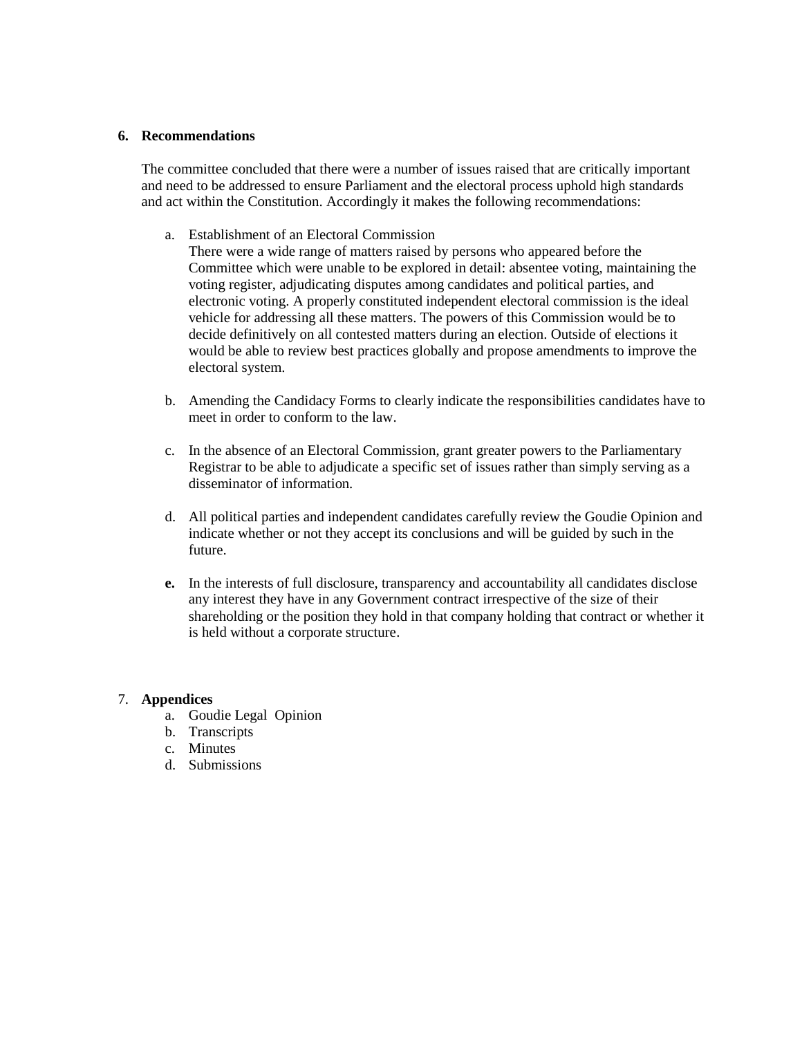## 6. Recommendations

The committee concluded that there were a number of issues raised that are critically important and need to be addressed to ensure Parliament and the electoral process uphold high standards and act within the Constitution. Accordingly it makes the following recommendations:

a. Establishment of an Electoral Commission
   There were a wide range of matters raised by persons who appeared before the Committee which were unable to be explored in detail: absentee voting, maintaining the voting register, adjudicating disputes among candidates and political parties, and electronic voting. A properly constituted independent electoral commission is the ideal vehicle for addressing all these matters. The powers of this Commission would be to decide definitively on all contested matters during an election. Outside of elections it would be able to review best practices globally and propose amendments to improve the electoral system.

b. Amending the Candidacy Forms to clearly indicate the responsibilities candidates have to meet in order to conform to the law.

c. In the absence of an Electoral Commission, grant greater powers to the Parliamentary Registrar to be able to adjudicate a specific set of issues rather than simply serving as a disseminator of information.

d. All political parties and independent candidates carefully review the Goudie Opinion and indicate whether or not they accept its conclusions and will be guided by such in the future.

**e.** In the interests of full disclosure, transparency and accountability all candidates disclose any interest they have in any Government contract irrespective of the size of their shareholding or the position they hold in that company holding that contract or whether it is held without a corporate structure.

## 7. Appendices

a. Goudie Legal Opinion
b. Transcripts
c. Minutes
d. Submissions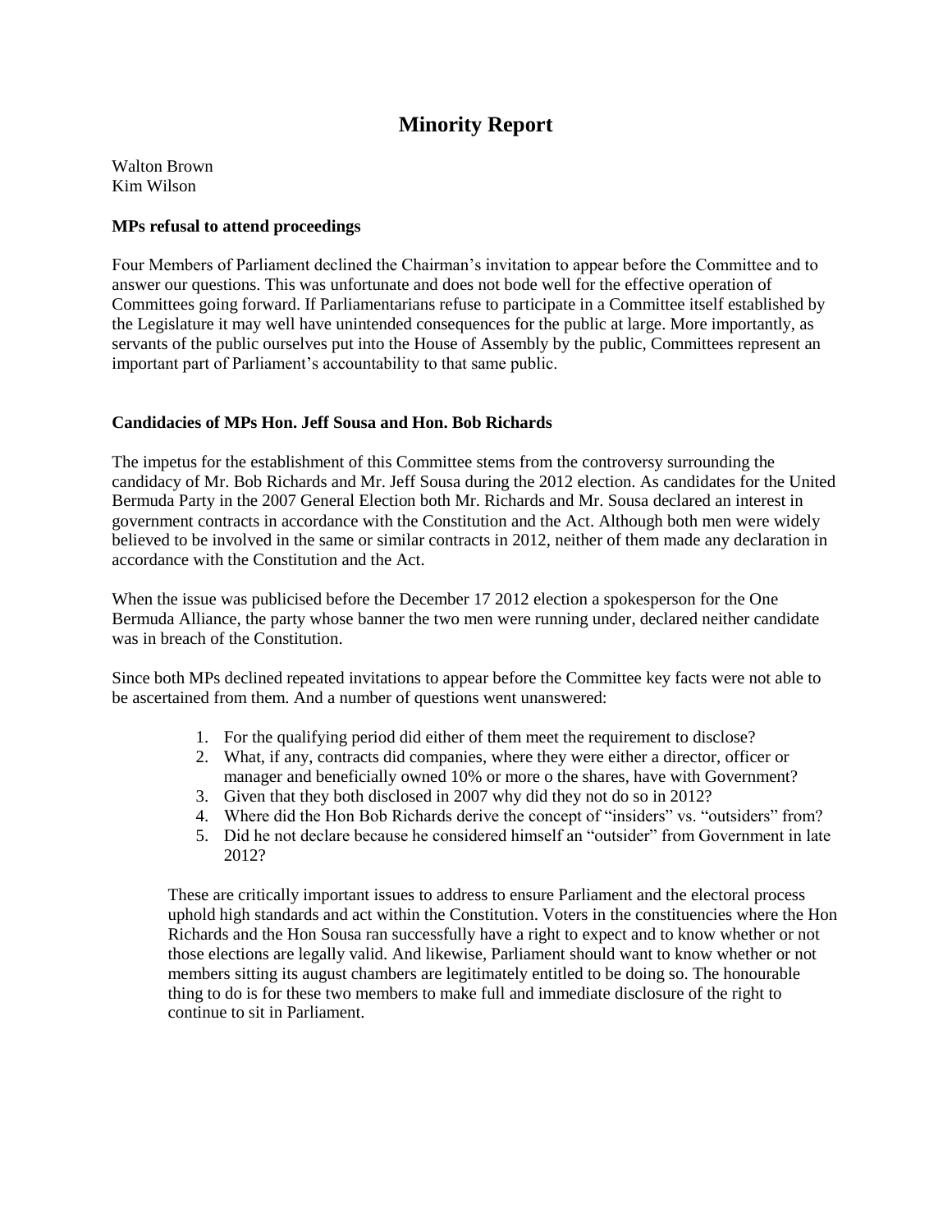# Minority Report

Walton Brown
Kim Wilson

**MPs refusal to attend proceedings**

Four Members of Parliament declined the Chairman's invitation to appear before the Committee and to answer our questions. This was unfortunate and does not bode well for the effective operation of Committees going forward. If Parliamentarians refuse to participate in a Committee itself established by the Legislature it may well have unintended consequences for the public at large. More importantly, as servants of the public ourselves put into the House of Assembly by the public, Committees represent an important part of Parliament's accountability to that same public.

**Candidacies of MPs Hon. Jeff Sousa and Hon. Bob Richards**

The impetus for the establishment of this Committee stems from the controversy surrounding the candidacy of Mr. Bob Richards and Mr. Jeff Sousa during the 2012 election. As candidates for the United Bermuda Party in the 2007 General Election both Mr. Richards and Mr. Sousa declared an interest in government contracts in accordance with the Constitution and the Act. Although both men were widely believed to be involved in the same or similar contracts in 2012, neither of them made any declaration in accordance with the Constitution and the Act.

When the issue was publicised before the December 17 2012 election a spokesperson for the One Bermuda Alliance, the party whose banner the two men were running under, declared neither candidate was in breach of the Constitution.

Since both MPs declined repeated invitations to appear before the Committee key facts were not able to be ascertained from them. And a number of questions went unanswered:

1. For the qualifying period did either of them meet the requirement to disclose?
2. What, if any, contracts did companies, where they were either a director, officer or manager and beneficially owned 10% or more o the shares, have with Government?
3. Given that they both disclosed in 2007 why did they not do so in 2012?
4. Where did the Hon Bob Richards derive the concept of "insiders" vs. "outsiders" from?
5. Did he not declare because he considered himself an "outsider" from Government in late 2012?

These are critically important issues to address to ensure Parliament and the electoral process uphold high standards and act within the Constitution. Voters in the constituencies where the Hon Richards and the Hon Sousa ran successfully have a right to expect and to know whether or not those elections are legally valid. And likewise, Parliament should want to know whether or not members sitting its august chambers are legitimately entitled to be doing so. The honourable thing to do is for these two members to make full and immediate disclosure of the right to continue to sit in Parliament.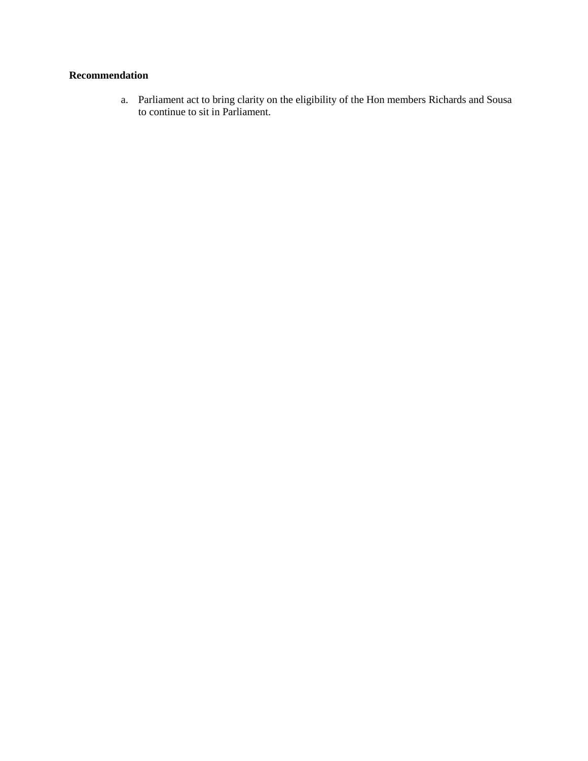**Recommendation**

a. Parliament act to bring clarity on the eligibility of the Hon members Richards and Sousa to continue to sit in Parliament.